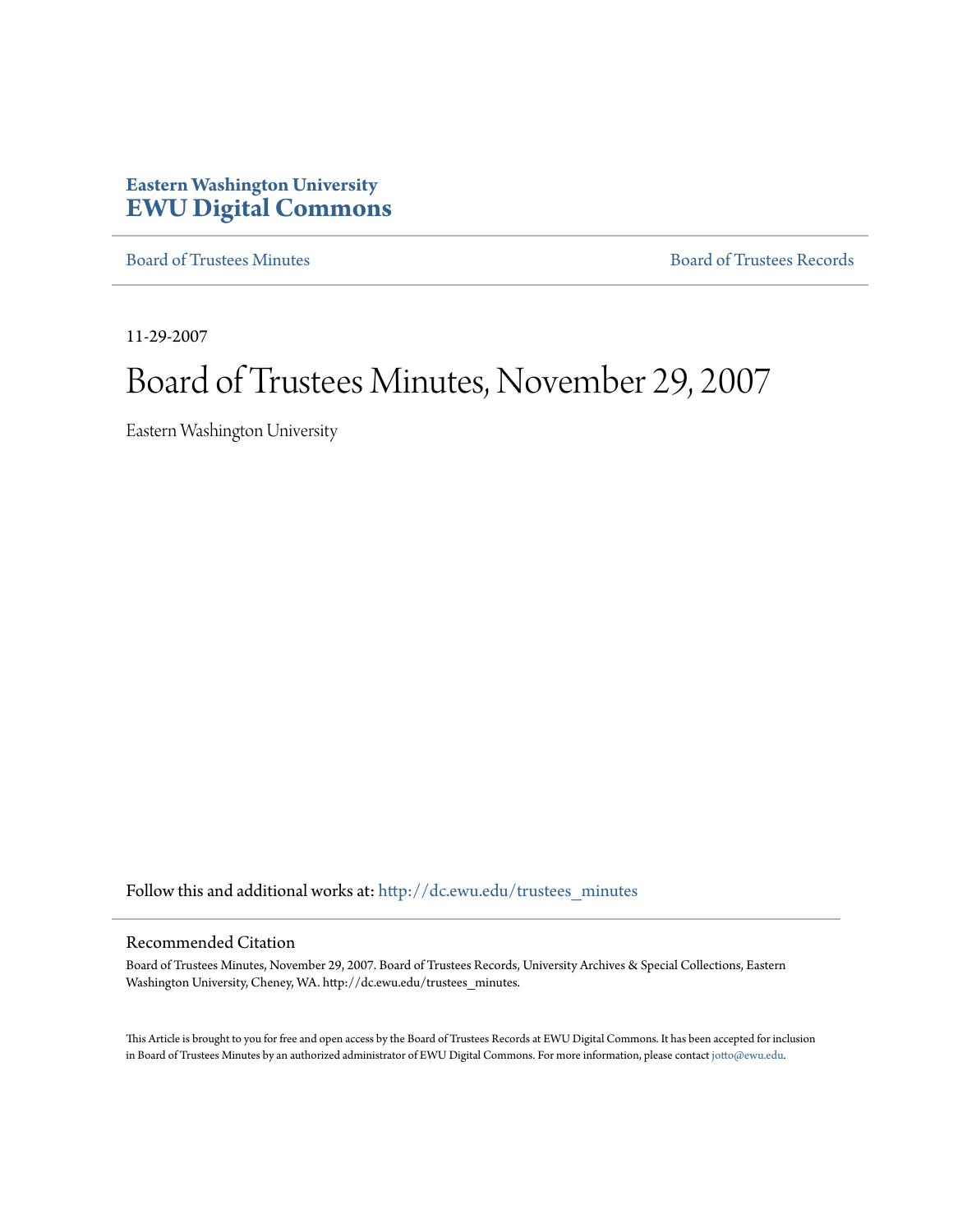**Eastern Washington University**
# EWU Digital Commons

Board of Trustees Minutes | Board of Trustees Records

11-29-2007

# Board of Trustees Minutes, November 29, 2007

Eastern Washington University

Follow this and additional works at: http://dc.ewu.edu/trustees_minutes

## Recommended Citation

Board of Trustees Minutes, November 29, 2007. Board of Trustees Records, University Archives & Special Collections, Eastern Washington University, Cheney, WA. http://dc.ewu.edu/trustees_minutes.

This Article is brought to you for free and open access by the Board of Trustees Records at EWU Digital Commons. It has been accepted for inclusion in Board of Trustees Minutes by an authorized administrator of EWU Digital Commons. For more information, please contact jotto@ewu.edu.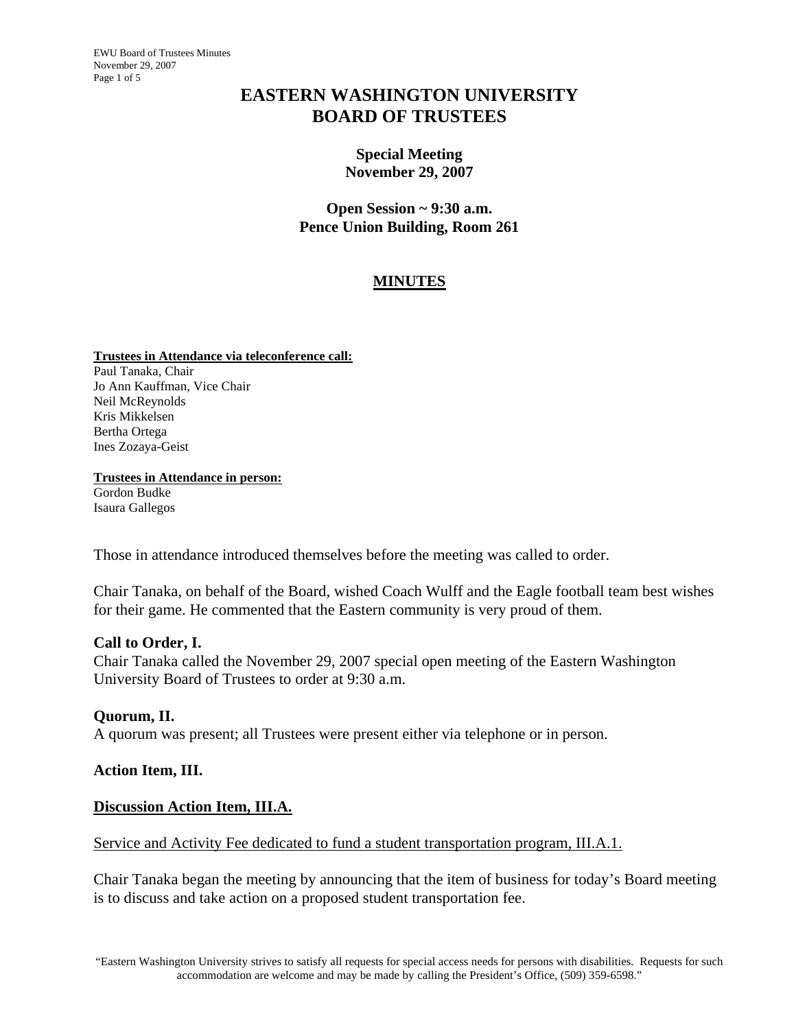// Note: the running header (minutes title/date/page counter) and the accessibility footer were omitted as repeating page furniture.
# EASTERN WASHINGTON UNIVERSITY BOARD OF TRUSTEES

**Special Meeting**
**November 29, 2007**

**Open Session ~ 9:30 a.m.**
**Pence Union Building, Room 261**

## MINUTES

**Trustees in Attendance via teleconference call:**
Paul Tanaka, Chair
Jo Ann Kauffman, Vice Chair
Neil McReynolds
Kris Mikkelsen
Bertha Ortega
Ines Zozaya-Geist

**Trustees in Attendance in person:**
Gordon Budke
Isaura Gallegos

Those in attendance introduced themselves before the meeting was called to order.

Chair Tanaka, on behalf of the Board, wished Coach Wulff and the Eagle football team best wishes for their game. He commented that the Eastern community is very proud of them.

### Call to Order, I.

Chair Tanaka called the November 29, 2007 special open meeting of the Eastern Washington University Board of Trustees to order at 9:30 a.m.

### Quorum, II.

A quorum was present; all Trustees were present either via telephone or in person.

### Action Item, III.

### Discussion Action Item, III.A.

Service and Activity Fee dedicated to fund a student transportation program, III.A.1.

Chair Tanaka began the meeting by announcing that the item of business for today's Board meeting is to discuss and take action on a proposed student transportation fee.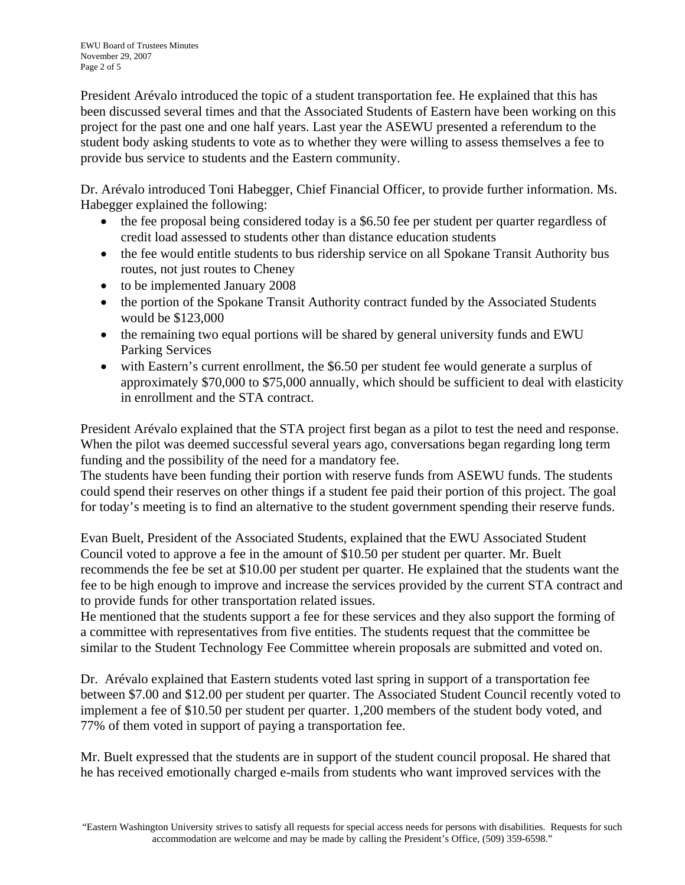President Arévalo introduced the topic of a student transportation fee. He explained that this has been discussed several times and that the Associated Students of Eastern have been working on this project for the past one and one half years. Last year the ASEWU presented a referendum to the student body asking students to vote as to whether they were willing to assess themselves a fee to provide bus service to students and the Eastern community.

Dr. Arévalo introduced Toni Habegger, Chief Financial Officer, to provide further information. Ms. Habegger explained the following:

- the fee proposal being considered today is a $6.50 fee per student per quarter regardless of credit load assessed to students other than distance education students
- the fee would entitle students to bus ridership service on all Spokane Transit Authority bus routes, not just routes to Cheney
- to be implemented January 2008
- the portion of the Spokane Transit Authority contract funded by the Associated Students would be $123,000
- the remaining two equal portions will be shared by general university funds and EWU Parking Services
- with Eastern's current enrollment, the $6.50 per student fee would generate a surplus of approximately $70,000 to $75,000 annually, which should be sufficient to deal with elasticity in enrollment and the STA contract.

President Arévalo explained that the STA project first began as a pilot to test the need and response. When the pilot was deemed successful several years ago, conversations began regarding long term funding and the possibility of the need for a mandatory fee.
The students have been funding their portion with reserve funds from ASEWU funds. The students could spend their reserves on other things if a student fee paid their portion of this project. The goal for today's meeting is to find an alternative to the student government spending their reserve funds.

Evan Buelt, President of the Associated Students, explained that the EWU Associated Student Council voted to approve a fee in the amount of $10.50 per student per quarter. Mr. Buelt recommends the fee be set at $10.00 per student per quarter. He explained that the students want the fee to be high enough to improve and increase the services provided by the current STA contract and to provide funds for other transportation related issues.
He mentioned that the students support a fee for these services and they also support the forming of a committee with representatives from five entities. The students request that the committee be similar to the Student Technology Fee Committee wherein proposals are submitted and voted on.

Dr. Arévalo explained that Eastern students voted last spring in support of a transportation fee between $7.00 and $12.00 per student per quarter. The Associated Student Council recently voted to implement a fee of $10.50 per student per quarter. 1,200 members of the student body voted, and 77% of them voted in support of paying a transportation fee.

Mr. Buelt expressed that the students are in support of the student council proposal. He shared that he has received emotionally charged e-mails from students who want improved services with the

"Eastern Washington University strives to satisfy all requests for special access needs for persons with disabilities. Requests for such accommodation are welcome and may be made by calling the President's Office, (509) 359-6598."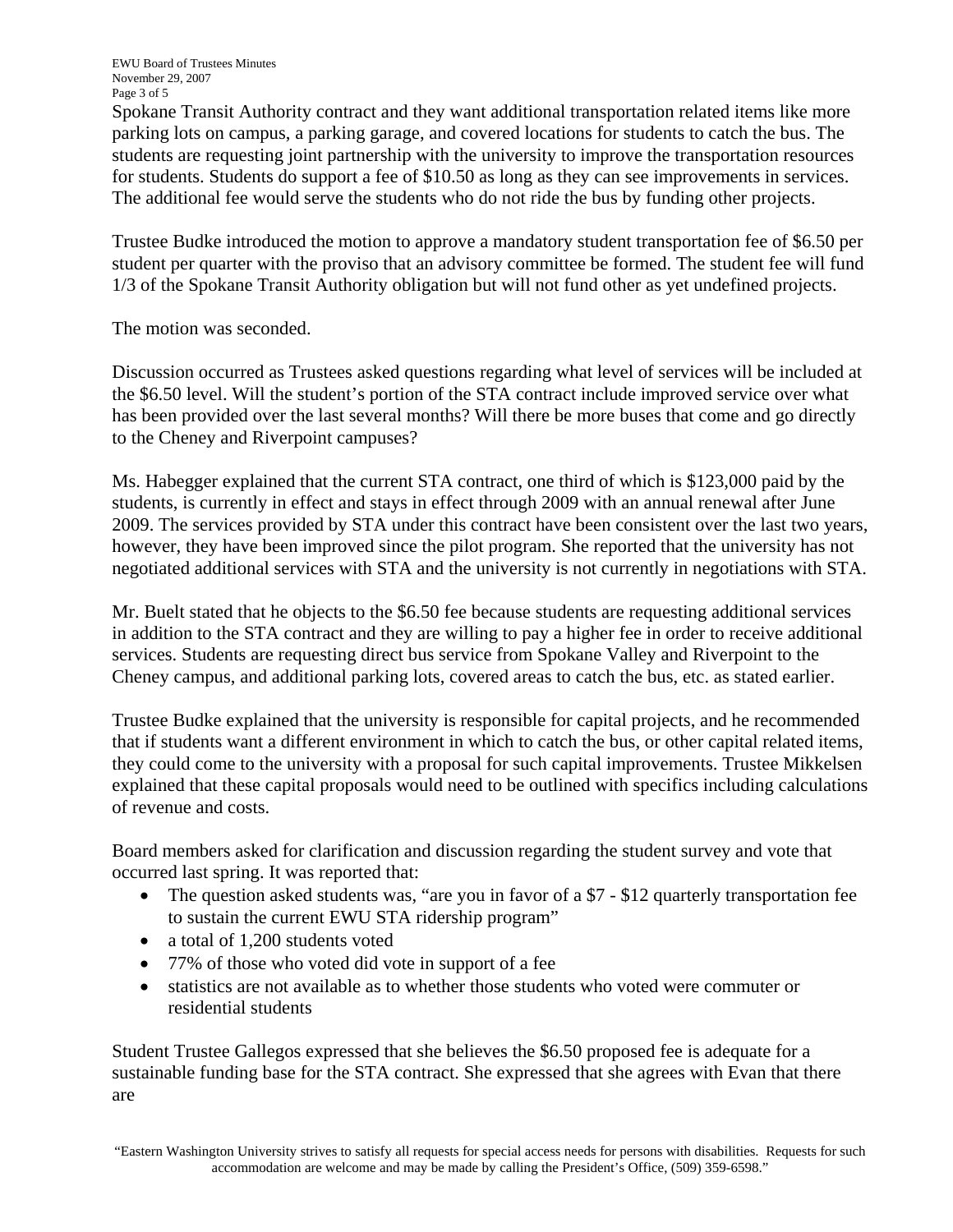Spokane Transit Authority contract and they want additional transportation related items like more parking lots on campus, a parking garage, and covered locations for students to catch the bus. The students are requesting joint partnership with the university to improve the transportation resources for students. Students do support a fee of $10.50 as long as they can see improvements in services. The additional fee would serve the students who do not ride the bus by funding other projects.

Trustee Budke introduced the motion to approve a mandatory student transportation fee of $6.50 per student per quarter with the proviso that an advisory committee be formed. The student fee will fund 1/3 of the Spokane Transit Authority obligation but will not fund other as yet undefined projects.

The motion was seconded.

Discussion occurred as Trustees asked questions regarding what level of services will be included at the $6.50 level. Will the student's portion of the STA contract include improved service over what has been provided over the last several months? Will there be more buses that come and go directly to the Cheney and Riverpoint campuses?

Ms. Habegger explained that the current STA contract, one third of which is $123,000 paid by the students, is currently in effect and stays in effect through 2009 with an annual renewal after June 2009. The services provided by STA under this contract have been consistent over the last two years, however, they have been improved since the pilot program. She reported that the university has not negotiated additional services with STA and the university is not currently in negotiations with STA.

Mr. Buelt stated that he objects to the $6.50 fee because students are requesting additional services in addition to the STA contract and they are willing to pay a higher fee in order to receive additional services. Students are requesting direct bus service from Spokane Valley and Riverpoint to the Cheney campus, and additional parking lots, covered areas to catch the bus, etc. as stated earlier.

Trustee Budke explained that the university is responsible for capital projects, and he recommended that if students want a different environment in which to catch the bus, or other capital related items, they could come to the university with a proposal for such capital improvements. Trustee Mikkelsen explained that these capital proposals would need to be outlined with specifics including calculations of revenue and costs.

Board members asked for clarification and discussion regarding the student survey and vote that occurred last spring. It was reported that:

- The question asked students was, "are you in favor of a $7 - $12 quarterly transportation fee to sustain the current EWU STA ridership program"
- a total of 1,200 students voted
- 77% of those who voted did vote in support of a fee
- statistics are not available as to whether those students who voted were commuter or residential students

Student Trustee Gallegos expressed that she believes the $6.50 proposed fee is adequate for a sustainable funding base for the STA contract. She expressed that she agrees with Evan that there are

"Eastern Washington University strives to satisfy all requests for special access needs for persons with disabilities. Requests for such accommodation are welcome and may be made by calling the President's Office, (509) 359-6598."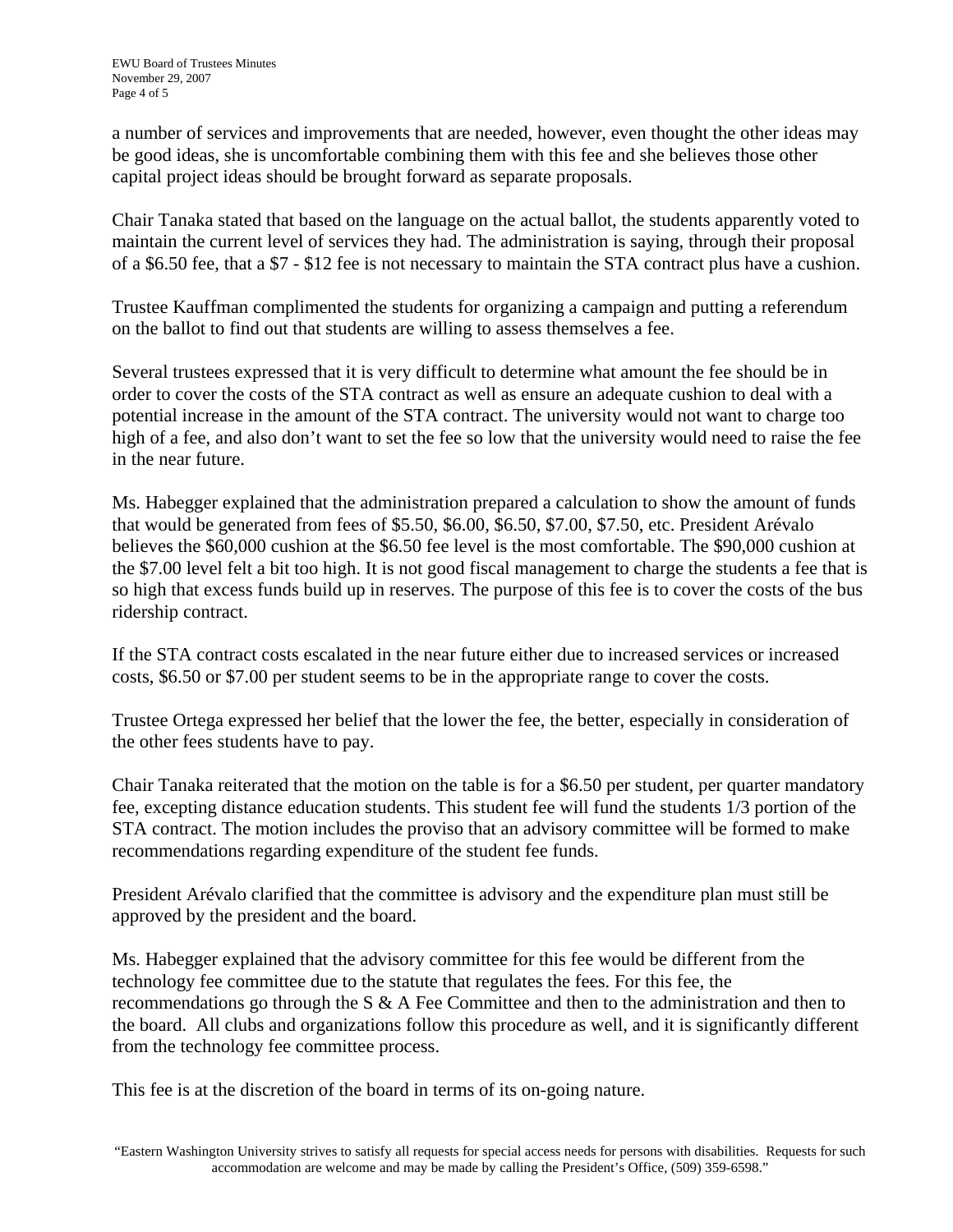a number of services and improvements that are needed, however, even thought the other ideas may be good ideas, she is uncomfortable combining them with this fee and she believes those other capital project ideas should be brought forward as separate proposals.

Chair Tanaka stated that based on the language on the actual ballot, the students apparently voted to maintain the current level of services they had. The administration is saying, through their proposal of a $6.50 fee, that a $7 - $12 fee is not necessary to maintain the STA contract plus have a cushion.

Trustee Kauffman complimented the students for organizing a campaign and putting a referendum on the ballot to find out that students are willing to assess themselves a fee.

Several trustees expressed that it is very difficult to determine what amount the fee should be in order to cover the costs of the STA contract as well as ensure an adequate cushion to deal with a potential increase in the amount of the STA contract. The university would not want to charge too high of a fee, and also don't want to set the fee so low that the university would need to raise the fee in the near future.

Ms. Habegger explained that the administration prepared a calculation to show the amount of funds that would be generated from fees of $5.50, $6.00, $6.50, $7.00, $7.50, etc. President Arévalo believes the $60,000 cushion at the $6.50 fee level is the most comfortable. The $90,000 cushion at the $7.00 level felt a bit too high. It is not good fiscal management to charge the students a fee that is so high that excess funds build up in reserves. The purpose of this fee is to cover the costs of the bus ridership contract.

If the STA contract costs escalated in the near future either due to increased services or increased costs, $6.50 or $7.00 per student seems to be in the appropriate range to cover the costs.

Trustee Ortega expressed her belief that the lower the fee, the better, especially in consideration of the other fees students have to pay.

Chair Tanaka reiterated that the motion on the table is for a $6.50 per student, per quarter mandatory fee, excepting distance education students. This student fee will fund the students 1/3 portion of the STA contract. The motion includes the proviso that an advisory committee will be formed to make recommendations regarding expenditure of the student fee funds.

President Arévalo clarified that the committee is advisory and the expenditure plan must still be approved by the president and the board.

Ms. Habegger explained that the advisory committee for this fee would be different from the technology fee committee due to the statute that regulates the fees. For this fee, the recommendations go through the S & A Fee Committee and then to the administration and then to the board. All clubs and organizations follow this procedure as well, and it is significantly different from the technology fee committee process.

This fee is at the discretion of the board in terms of its on-going nature.

"Eastern Washington University strives to satisfy all requests for special access needs for persons with disabilities. Requests for such accommodation are welcome and may be made by calling the President's Office, (509) 359-6598."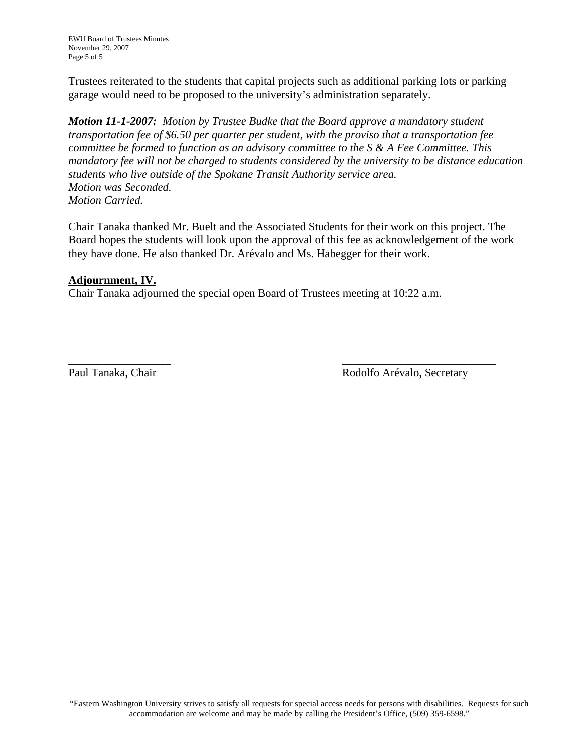Trustees reiterated to the students that capital projects such as additional parking lots or parking garage would need to be proposed to the university's administration separately.

***Motion 11-1-2007:*** *Motion by Trustee Budke that the Board approve a mandatory student transportation fee of $6.50 per quarter per student, with the proviso that a transportation fee committee be formed to function as an advisory committee to the S & A Fee Committee. This mandatory fee will not be charged to students considered by the university to be distance education students who live outside of the Spokane Transit Authority service area.*
*Motion was Seconded.*
*Motion Carried.*

Chair Tanaka thanked Mr. Buelt and the Associated Students for their work on this project. The Board hopes the students will look upon the approval of this fee as acknowledgement of the work they have done. He also thanked Dr. Arévalo and Ms. Habegger for their work.

**Adjournment, IV.**

Chair Tanaka adjourned the special open Board of Trustees meeting at 10:22 a.m.

\_\_\_\_\_\_\_\_\_\_\_\_\_\_\_\_\_\_ \_\_\_\_\_\_\_\_\_\_\_\_\_\_\_\_\_\_\_\_\_\_\_\_\_\_\_\_

Paul Tanaka, Chair Rodolfo Arévalo, Secretary

"Eastern Washington University strives to satisfy all requests for special access needs for persons with disabilities. Requests for such accommodation are welcome and may be made by calling the President's Office, (509) 359-6598."